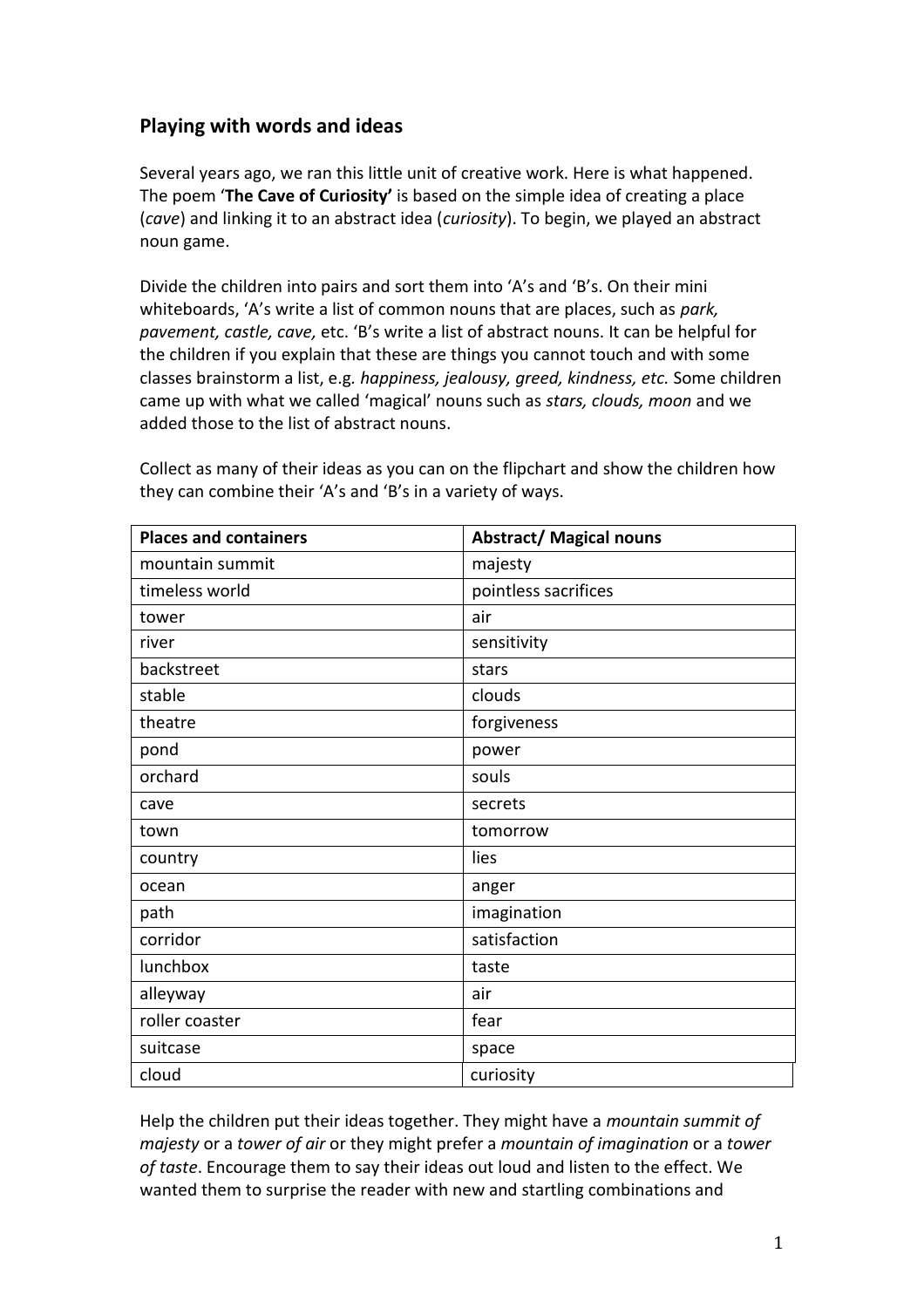## Playing with words and ideas

Several years ago, we ran this little unit of creative work. Here is what happened. The poem '**The Cave of Curiosity**' is based on the simple idea of creating a place (*cave*) and linking it to an abstract idea (*curiosity*). To begin, we played an abstract noun game.

Divide the children into pairs and sort them into 'A's and 'B's. On their mini whiteboards, 'A's write a list of common nouns that are places, such as *park, pavement, castle, cave,* etc. 'B's write a list of abstract nouns. It can be helpful for the children if you explain that these are things you cannot touch and with some classes brainstorm a list, e.g. *happiness, jealousy, greed, kindness, etc.* Some children came up with what we called 'magical' nouns such as *stars, clouds, moon* and we added those to the list of abstract nouns.

Collect as many of their ideas as you can on the flipchart and show the children how they can combine their 'A's and 'B's in a variety of ways.

| **Places and containers** | **Abstract/ Magical nouns** |
|---|---|
| mountain summit | majesty |
| timeless world | pointless sacrifices |
| tower | air |
| river | sensitivity |
| backstreet | stars |
| stable | clouds |
| theatre | forgiveness |
| pond | power |
| orchard | souls |
| cave | secrets |
| town | tomorrow |
| country | lies |
| ocean | anger |
| path | imagination |
| corridor | satisfaction |
| lunchbox | taste |
| alleyway | air |
| roller coaster | fear |
| suitcase | space |
| cloud | curiosity |

Help the children put their ideas together. They might have a *mountain summit of majesty* or a *tower of air* or they might prefer a *mountain of imagination* or a *tower of taste*. Encourage them to say their ideas out loud and listen to the effect. We wanted them to surprise the reader with new and startling combinations and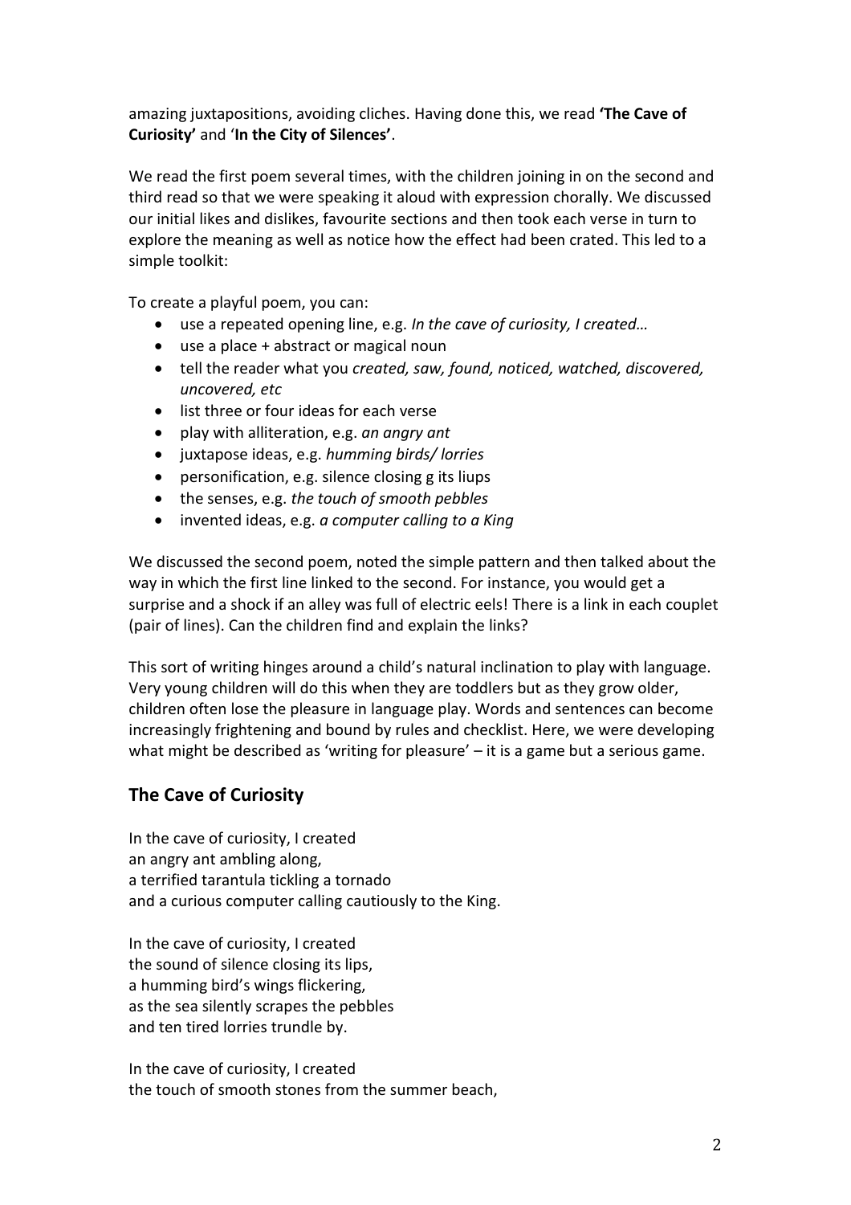amazing juxtapositions, avoiding cliches. Having done this, we read **'The Cave of Curiosity'** and '**In the City of Silences'**.

We read the first poem several times, with the children joining in on the second and third read so that we were speaking it aloud with expression chorally. We discussed our initial likes and dislikes, favourite sections and then took each verse in turn to explore the meaning as well as notice how the effect had been crated. This led to a simple toolkit:

To create a playful poem, you can:

- use a repeated opening line, e.g. *In the cave of curiosity, I created…*
- use a place + abstract or magical noun
- tell the reader what you *created, saw, found, noticed, watched, discovered, uncovered, etc*
- list three or four ideas for each verse
- play with alliteration, e.g. *an angry ant*
- juxtapose ideas, e.g. *humming birds/ lorries*
- personification, e.g. silence closing g its liups
- the senses, e.g. *the touch of smooth pebbles*
- invented ideas, e.g. *a computer calling to a King*

We discussed the second poem, noted the simple pattern and then talked about the way in which the first line linked to the second. For instance, you would get a surprise and a shock if an alley was full of electric eels! There is a link in each couplet (pair of lines). Can the children find and explain the links?

This sort of writing hinges around a child's natural inclination to play with language. Very young children will do this when they are toddlers but as they grow older, children often lose the pleasure in language play. Words and sentences can become increasingly frightening and bound by rules and checklist. Here, we were developing what might be described as 'writing for pleasure' – it is a game but a serious game.

## The Cave of Curiosity

In the cave of curiosity, I created
an angry ant ambling along,
a terrified tarantula tickling a tornado
and a curious computer calling cautiously to the King.

In the cave of curiosity, I created
the sound of silence closing its lips,
a humming bird's wings flickering,
as the sea silently scrapes the pebbles
and ten tired lorries trundle by.

In the cave of curiosity, I created
the touch of smooth stones from the summer beach,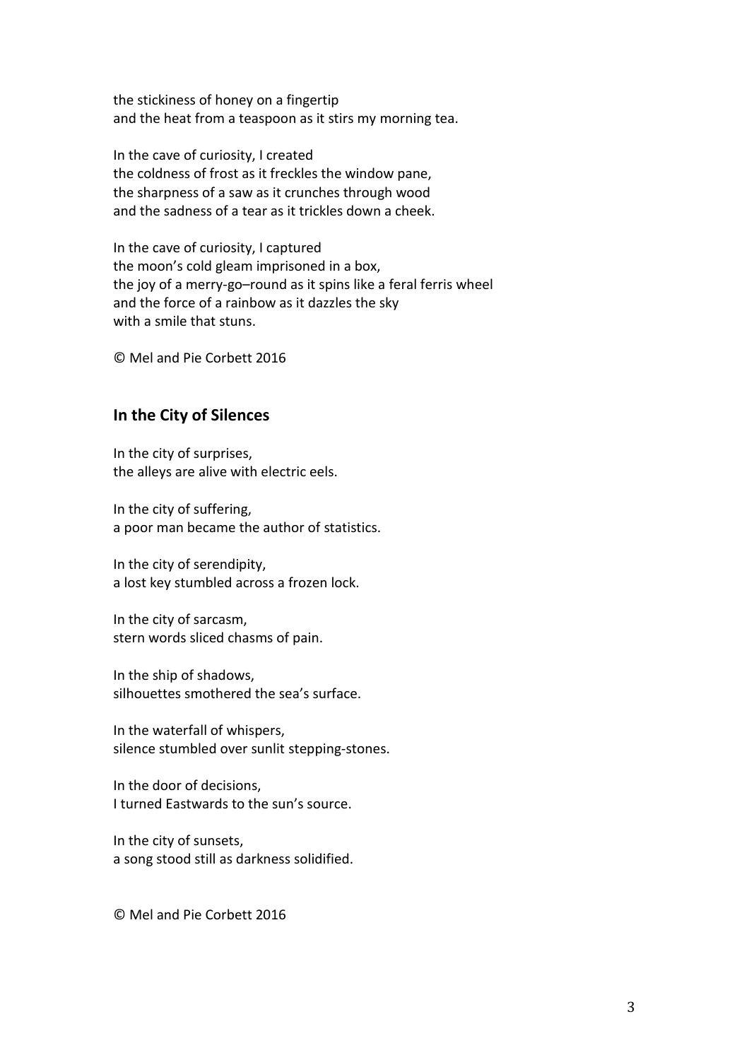the stickiness of honey on a fingertip
and the heat from a teaspoon as it stirs my morning tea.

In the cave of curiosity, I created
the coldness of frost as it freckles the window pane,
the sharpness of a saw as it crunches through wood
and the sadness of a tear as it trickles down a cheek.

In the cave of curiosity, I captured
the moon's cold gleam imprisoned in a box,
the joy of a merry-go–round as it spins like a feral ferris wheel
and the force of a rainbow as it dazzles the sky
with a smile that stuns.

© Mel and Pie Corbett 2016

## In the City of Silences

In the city of surprises,
the alleys are alive with electric eels.

In the city of suffering,
a poor man became the author of statistics.

In the city of serendipity,
a lost key stumbled across a frozen lock.

In the city of sarcasm,
stern words sliced chasms of pain.

In the ship of shadows,
silhouettes smothered the sea's surface.

In the waterfall of whispers,
silence stumbled over sunlit stepping-stones.

In the door of decisions,
I turned Eastwards to the sun's source.

In the city of sunsets,
a song stood still as darkness solidified.

© Mel and Pie Corbett 2016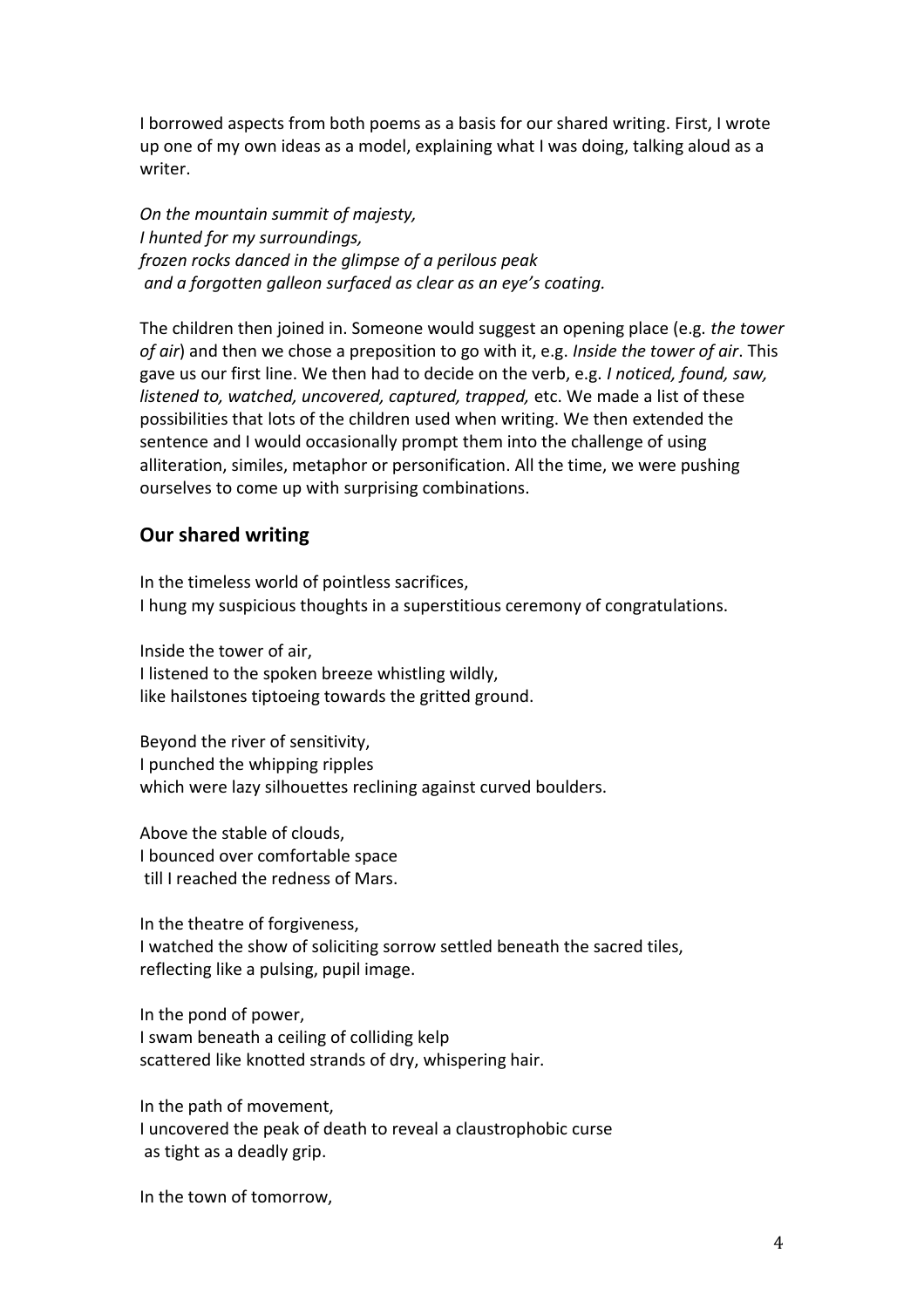I borrowed aspects from both poems as a basis for our shared writing. First, I wrote up one of my own ideas as a model, explaining what I was doing, talking aloud as a writer.

*On the mountain summit of majesty,*
*I hunted for my surroundings,*
*frozen rocks danced in the glimpse of a perilous peak*
*and a forgotten galleon surfaced as clear as an eye's coating.*

The children then joined in. Someone would suggest an opening place (e.g. *the tower of air*) and then we chose a preposition to go with it, e.g. *Inside the tower of air*. This gave us our first line. We then had to decide on the verb, e.g. *I noticed, found, saw, listened to, watched, uncovered, captured, trapped,* etc. We made a list of these possibilities that lots of the children used when writing. We then extended the sentence and I would occasionally prompt them into the challenge of using alliteration, similes, metaphor or personification. All the time, we were pushing ourselves to come up with surprising combinations.

## Our shared writing

In the timeless world of pointless sacrifices,
I hung my suspicious thoughts in a superstitious ceremony of congratulations.

Inside the tower of air,
I listened to the spoken breeze whistling wildly,
like hailstones tiptoeing towards the gritted ground.

Beyond the river of sensitivity,
I punched the whipping ripples
which were lazy silhouettes reclining against curved boulders.

Above the stable of clouds,
I bounced over comfortable space
till I reached the redness of Mars.

In the theatre of forgiveness,
I watched the show of soliciting sorrow settled beneath the sacred tiles,
reflecting like a pulsing, pupil image.

In the pond of power,
I swam beneath a ceiling of colliding kelp
scattered like knotted strands of dry, whispering hair.

In the path of movement,
I uncovered the peak of death to reveal a claustrophobic curse
as tight as a deadly grip.

In the town of tomorrow,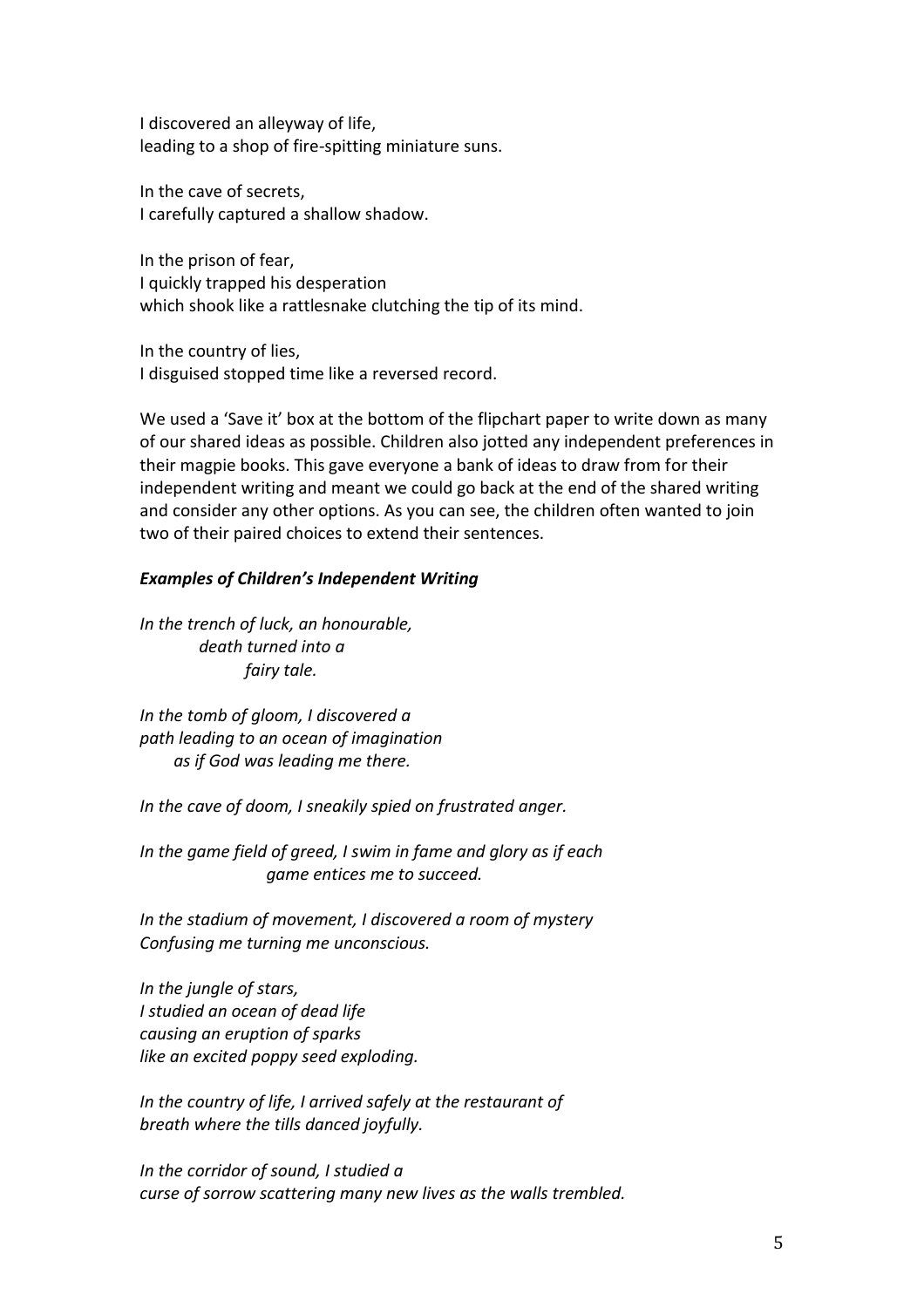I discovered an alleyway of life,
leading to a shop of fire-spitting miniature suns.

In the cave of secrets,
I carefully captured a shallow shadow.

In the prison of fear,
I quickly trapped his desperation
which shook like a rattlesnake clutching the tip of its mind.

In the country of lies,
I disguised stopped time like a reversed record.

We used a 'Save it' box at the bottom of the flipchart paper to write down as many of our shared ideas as possible. Children also jotted any independent preferences in their magpie books. This gave everyone a bank of ideas to draw from for their independent writing and meant we could go back at the end of the shared writing and consider any other options. As you can see, the children often wanted to join two of their paired choices to extend their sentences.

***Examples of Children's Independent Writing***

*In the trench of luck, an honourable,*
*death turned into a*
*fairy tale.*

*In the tomb of gloom, I discovered a*
*path leading to an ocean of imagination*
*as if God was leading me there.*

*In the cave of doom, I sneakily spied on frustrated anger.*

*In the game field of greed, I swim in fame and glory as if each*
*game entices me to succeed.*

*In the stadium of movement, I discovered a room of mystery*
*Confusing me turning me unconscious.*

*In the jungle of stars,*
*I studied an ocean of dead life*
*causing an eruption of sparks*
*like an excited poppy seed exploding.*

*In the country of life, I arrived safely at the restaurant of*
*breath where the tills danced joyfully.*

*In the corridor of sound, I studied a*
*curse of sorrow scattering many new lives as the walls trembled.*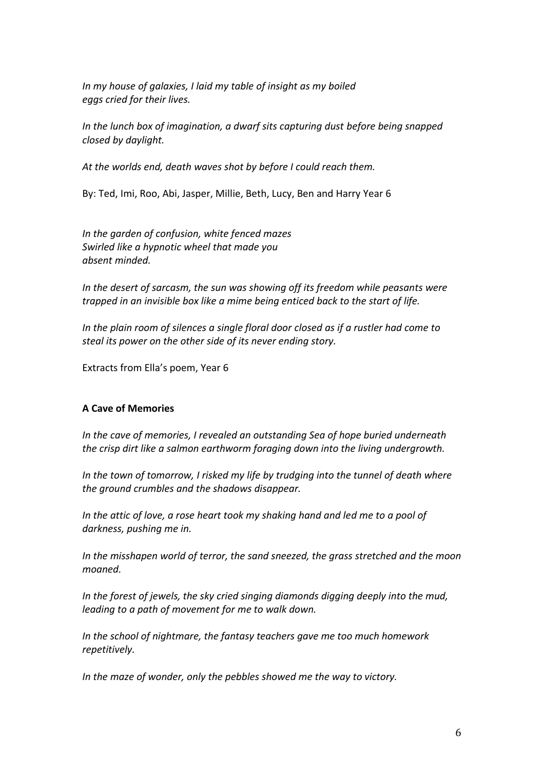*In my house of galaxies, I laid my table of insight as my boiled eggs cried for their lives.*

*In the lunch box of imagination, a dwarf sits capturing dust before being snapped closed by daylight.*

*At the worlds end, death waves shot by before I could reach them.*

By: Ted, Imi, Roo, Abi, Jasper, Millie, Beth, Lucy, Ben and Harry Year 6

*In the garden of confusion, white fenced mazes*
*Swirled like a hypnotic wheel that made you*
*absent minded.*

*In the desert of sarcasm, the sun was showing off its freedom while peasants were trapped in an invisible box like a mime being enticed back to the start of life.*

*In the plain room of silences a single floral door closed as if a rustler had come to steal its power on the other side of its never ending story.*

Extracts from Ella's poem, Year 6

**A Cave of Memories**

*In the cave of memories, I revealed an outstanding Sea of hope buried underneath the crisp dirt like a salmon earthworm foraging down into the living undergrowth.*

*In the town of tomorrow, I risked my life by trudging into the tunnel of death where the ground crumbles and the shadows disappear.*

*In the attic of love, a rose heart took my shaking hand and led me to a pool of darkness, pushing me in.*

*In the misshapen world of terror, the sand sneezed, the grass stretched and the moon moaned.*

*In the forest of jewels, the sky cried singing diamonds digging deeply into the mud, leading to a path of movement for me to walk down.*

*In the school of nightmare, the fantasy teachers gave me too much homework repetitively.*

*In the maze of wonder, only the pebbles showed me the way to victory.*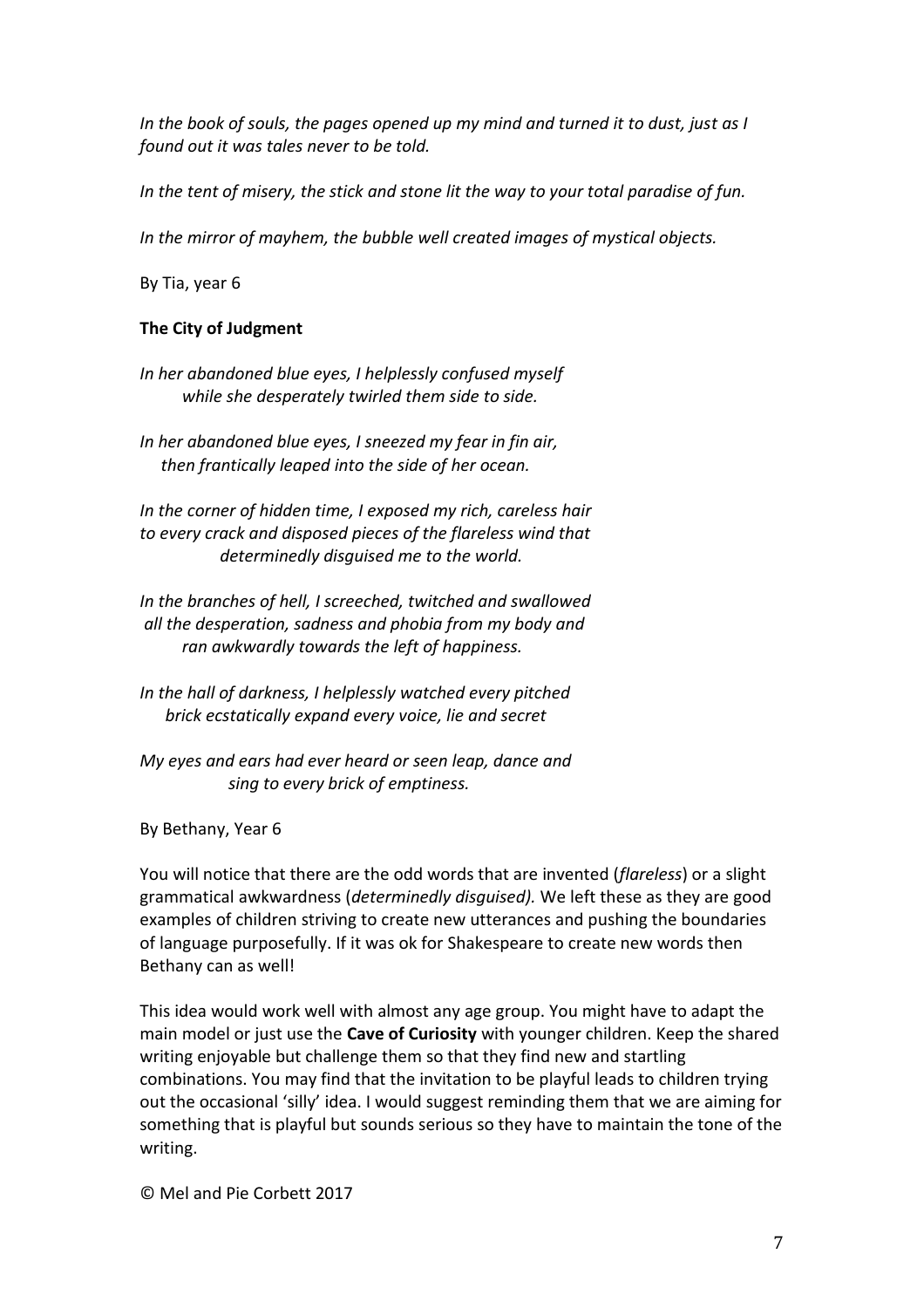*In the book of souls, the pages opened up my mind and turned it to dust, just as I found out it was tales never to be told.*

*In the tent of misery, the stick and stone lit the way to your total paradise of fun.*

*In the mirror of mayhem, the bubble well created images of mystical objects.*

By Tia, year 6

**The City of Judgment**

*In her abandoned blue eyes, I helplessly confused myself*
*while she desperately twirled them side to side.*

*In her abandoned blue eyes, I sneezed my fear in fin air,*
*then frantically leaped into the side of her ocean.*

*In the corner of hidden time, I exposed my rich, careless hair*
*to every crack and disposed pieces of the flareless wind that*
*determinedly disguised me to the world.*

*In the branches of hell, I screeched, twitched and swallowed*
*all the desperation, sadness and phobia from my body and*
*ran awkwardly towards the left of happiness.*

*In the hall of darkness, I helplessly watched every pitched*
*brick ecstatically expand every voice, lie and secret*

*My eyes and ears had ever heard or seen leap, dance and*
*sing to every brick of emptiness.*

By Bethany, Year 6

You will notice that there are the odd words that are invented (*flareless*) or a slight grammatical awkwardness (*determinedly disguised).* We left these as they are good examples of children striving to create new utterances and pushing the boundaries of language purposefully. If it was ok for Shakespeare to create new words then Bethany can as well!

This idea would work well with almost any age group. You might have to adapt the main model or just use the **Cave of Curiosity** with younger children. Keep the shared writing enjoyable but challenge them so that they find new and startling combinations. You may find that the invitation to be playful leads to children trying out the occasional 'silly' idea. I would suggest reminding them that we are aiming for something that is playful but sounds serious so they have to maintain the tone of the writing.

© Mel and Pie Corbett 2017